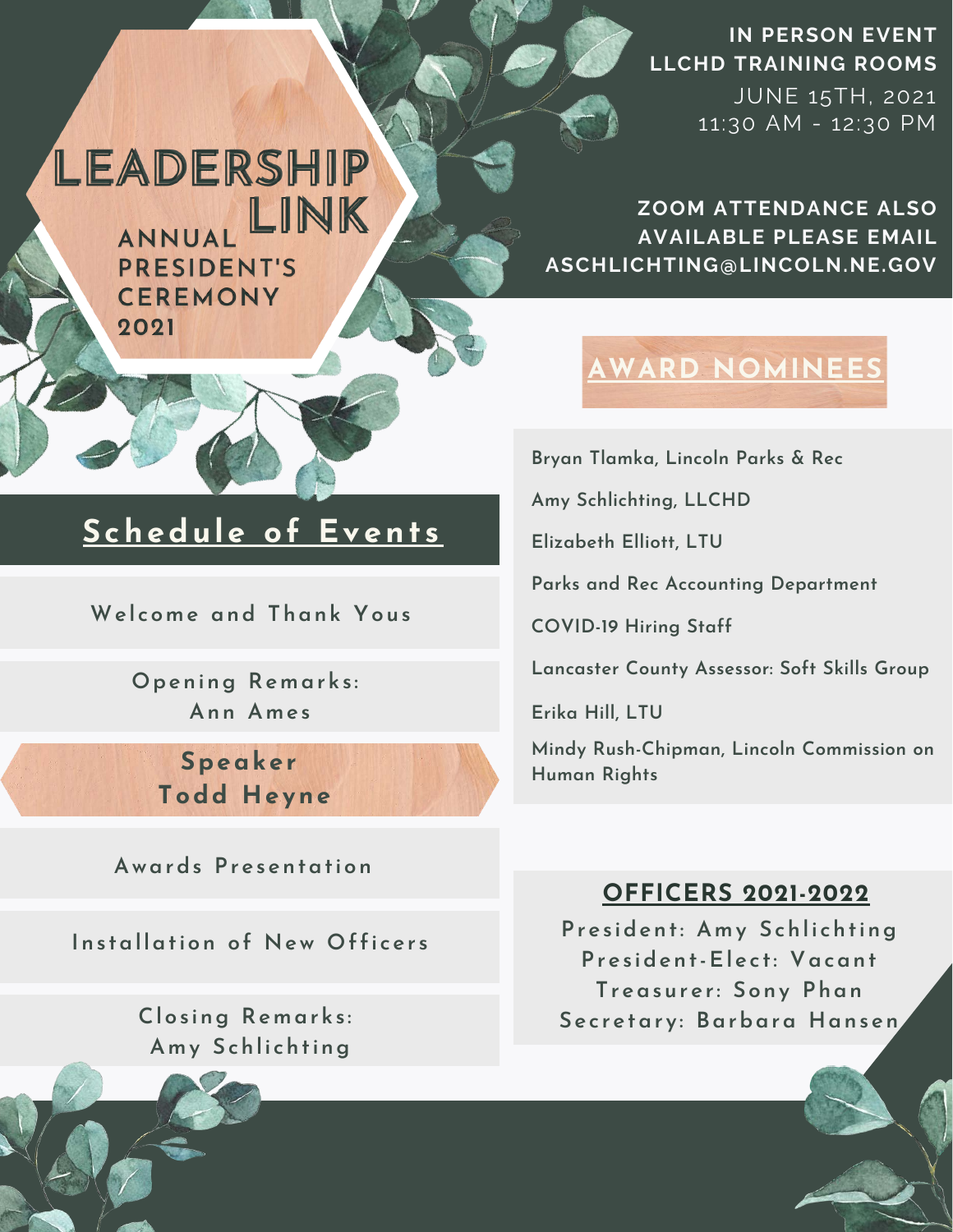# LEADERSHIP LINK

## ANNUAL PRESIDENT'S CEREMONY 2021

**IN PERSON EVENT**
**LLCHD TRAINING ROOMS**
JUNE 15TH, 2021
11:30 AM - 12:30 PM

**ZOOM ATTENDANCE ALSO AVAILABLE PLEASE EMAIL ASCHLICHTING@LINCOLN.NE.GOV**

## Schedule of Events

- Welcome and Thank Yous
- Opening Remarks: Ann Ames
- **Speaker Todd Heyne**
- Awards Presentation
- Installation of New Officers
- Closing Remarks: Amy Schlichting

## AWARD NOMINEES

- Bryan Tlamka, Lincoln Parks & Rec
- Amy Schlichting, LLCHD
- Elizabeth Elliott, LTU
- Parks and Rec Accounting Department
- COVID-19 Hiring Staff
- Lancaster County Assessor: Soft Skills Group
- Erika Hill, LTU
- Mindy Rush-Chipman, Lincoln Commission on Human Rights

## OFFICERS 2021-2022

President: Amy Schlichting
President-Elect: Vacant
Treasurer: Sony Phan
Secretary: Barbara Hansen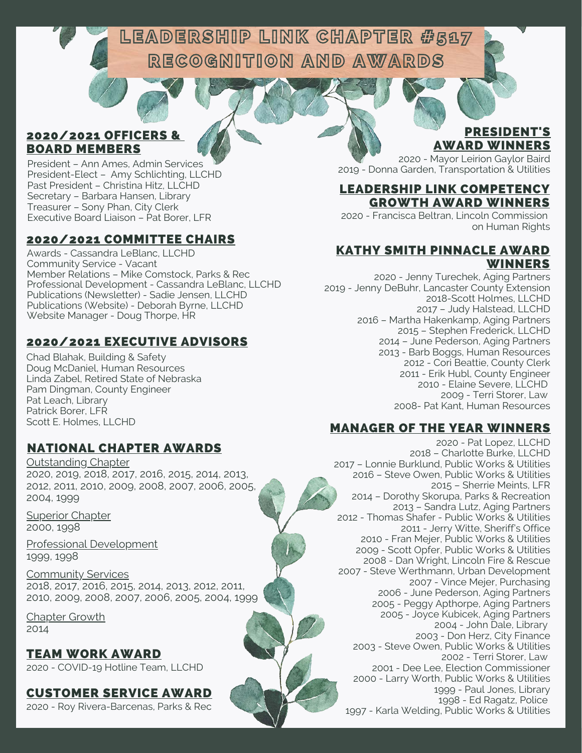# LEADERSHIP LINK CHAPTER #517 RECOGNITION AND AWARDS

## 2020/2021 OFFICERS & BOARD MEMBERS

President – Ann Ames, Admin Services
President-Elect – Amy Schlichting, LLCHD
Past President – Christina Hitz, LLCHD
Secretary – Barbara Hansen, Library
Treasurer – Sony Phan, City Clerk
Executive Board Liaison – Pat Borer, LFR

## 2020/2021 COMMITTEE CHAIRS

Awards - Cassandra LeBlanc, LLCHD
Community Service - Vacant
Member Relations – Mike Comstock, Parks & Rec
Professional Development - Cassandra LeBlanc, LLCHD
Publications (Newsletter) - Sadie Jensen, LLCHD
Publications (Website) - Deborah Byrne, LLCHD
Website Manager - Doug Thorpe, HR

## 2020/2021 EXECUTIVE ADVISORS

Chad Blahak, Building & Safety
Doug McDaniel, Human Resources
Linda Zabel, Retired State of Nebraska
Pam Dingman, County Engineer
Pat Leach, Library
Patrick Borer, LFR
Scott E. Holmes, LLCHD

## NATIONAL CHAPTER AWARDS

Outstanding Chapter
2020, 2019, 2018, 2017, 2016, 2015, 2014, 2013, 2012, 2011, 2010, 2009, 2008, 2007, 2006, 2005, 2004, 1999

Superior Chapter
2000, 1998

Professional Development
1999, 1998

Community Services
2018, 2017, 2016, 2015, 2014, 2013, 2012, 2011, 2010, 2009, 2008, 2007, 2006, 2005, 2004, 1999

Chapter Growth
2014

## TEAM WORK AWARD

2020 - COVID-19 Hotline Team, LLCHD

## CUSTOMER SERVICE AWARD

2020 - Roy Rivera-Barcenas, Parks & Rec

## PRESIDENT'S AWARD WINNERS

2020 - Mayor Leirion Gaylor Baird
2019 - Donna Garden, Transportation & Utilities

## LEADERSHIP LINK COMPETENCY GROWTH AWARD WINNERS

2020 - Francisca Beltran, Lincoln Commission on Human Rights

## KATHY SMITH PINNACLE AWARD WINNERS

2020 - Jenny Turechek, Aging Partners
2019 - Jenny DeBuhr, Lancaster County Extension
2018-Scott Holmes, LLCHD
2017 – Judy Halstead, LLCHD
2016 – Martha Hakenkamp, Aging Partners
2015 – Stephen Frederick, LLCHD
2014 – June Pederson, Aging Partners
2013 - Barb Boggs, Human Resources
2012 - Cori Beattie, County Clerk
2011 - Erik Hubl, County Engineer
2010 - Elaine Severe, LLCHD
2009 - Terri Storer, Law
2008- Pat Kant, Human Resources

## MANAGER OF THE YEAR WINNERS

2020 - Pat Lopez, LLCHD
2018 – Charlotte Burke, LLCHD
2017 – Lonnie Burklund, Public Works & Utilities
2016 – Steve Owen, Public Works & Utilities
2015 – Sherrie Meints, LFR
2014 – Dorothy Skorupa, Parks & Recreation
2013 – Sandra Lutz, Aging Partners
2012 - Thomas Shafer - Public Works & Utilities
2011 - Jerry Witte, Sheriff's Office
2010 - Fran Mejer, Public Works & Utilities
2009 - Scott Opfer, Public Works & Utilities
2008 - Dan Wright, Lincoln Fire & Rescue
2007 - Steve Werthmann, Urban Development
2007 - Vince Mejer, Purchasing
2006 - June Pederson, Aging Partners
2005 - Peggy Apthorpe, Aging Partners
2005 - Joyce Kubicek, Aging Partners
2004 - John Dale, Library
2003 - Don Herz, City Finance
2003 - Steve Owen, Public Works & Utilities
2002 - Terri Storer, Law
2001 - Dee Lee, Election Commissioner
2000 - Larry Worth, Public Works & Utilities
1999 - Paul Jones, Library
1998 - Ed Ragatz, Police
1997 - Karla Welding, Public Works & Utilities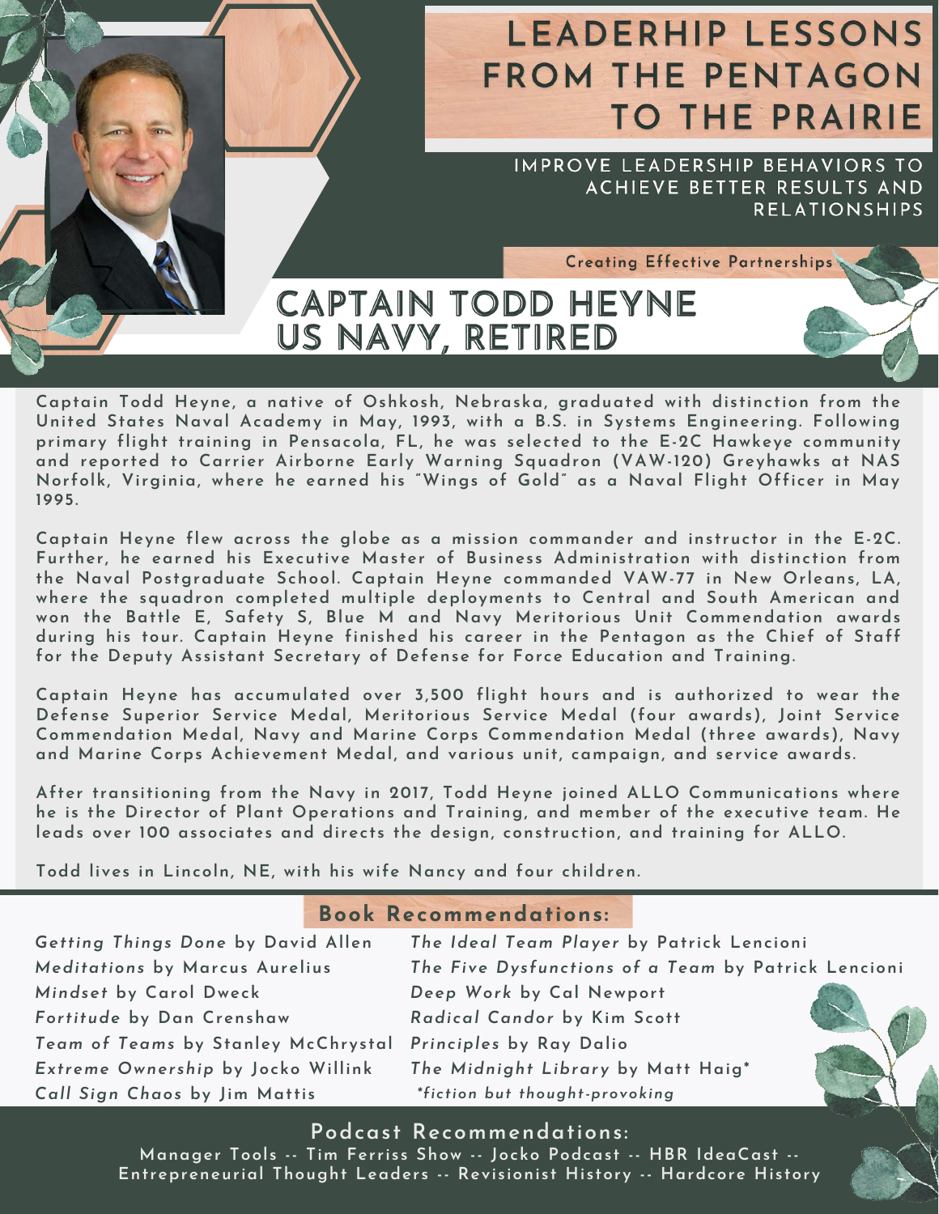# LEADERHIP LESSONS FROM THE PENTAGON TO THE PRAIRIE

IMPROVE LEADERSHIP BEHAVIORS TO ACHIEVE BETTER RESULTS AND RELATIONSHIPS

**Creating Effective Partnerships**

## CAPTAIN TODD HEYNE US NAVY, RETIRED

Captain Todd Heyne, a native of Oshkosh, Nebraska, graduated with distinction from the United States Naval Academy in May, 1993, with a B.S. in Systems Engineering. Following primary flight training in Pensacola, FL, he was selected to the E-2C Hawkeye community and reported to Carrier Airborne Early Warning Squadron (VAW-120) Greyhawks at NAS Norfolk, Virginia, where he earned his "Wings of Gold" as a Naval Flight Officer in May 1995.

Captain Heyne flew across the globe as a mission commander and instructor in the E-2C. Further, he earned his Executive Master of Business Administration with distinction from the Naval Postgraduate School. Captain Heyne commanded VAW-77 in New Orleans, LA, where the squadron completed multiple deployments to Central and South American and won the Battle E, Safety S, Blue M and Navy Meritorious Unit Commendation awards during his tour. Captain Heyne finished his career in the Pentagon as the Chief of Staff for the Deputy Assistant Secretary of Defense for Force Education and Training.

Captain Heyne has accumulated over 3,500 flight hours and is authorized to wear the Defense Superior Service Medal, Meritorious Service Medal (four awards), Joint Service Commendation Medal, Navy and Marine Corps Commendation Medal (three awards), Navy and Marine Corps Achievement Medal, and various unit, campaign, and service awards.

After transitioning from the Navy in 2017, Todd Heyne joined ALLO Communications where he is the Director of Plant Operations and Training, and member of the executive team. He leads over 100 associates and directs the design, construction, and training for ALLO.

Todd lives in Lincoln, NE, with his wife Nancy and four children.

### Book Recommendations:

- *Getting Things Done* by David Allen
- *Meditations* by Marcus Aurelius
- *Mindset* by Carol Dweck
- *Fortitude* by Dan Crenshaw
- *Team of Teams* by Stanley McChrystal
- *Extreme Ownership* by Jocko Willink
- *Call Sign Chaos* by Jim Mattis
- *The Ideal Team Player* by Patrick Lencioni
- *The Five Dysfunctions of a Team* by Patrick Lencioni
- *Deep Work* by Cal Newport
- *Radical Candor* by Kim Scott
- *Principles* by Ray Dalio
- *The Midnight Library* by Matt Haig*

*\*fiction but thought-provoking*

### Podcast Recommendations:

Manager Tools -- Tim Ferriss Show -- Jocko Podcast -- HBR IdeaCast -- Entrepreneurial Thought Leaders -- Revisionist History -- Hardcore History